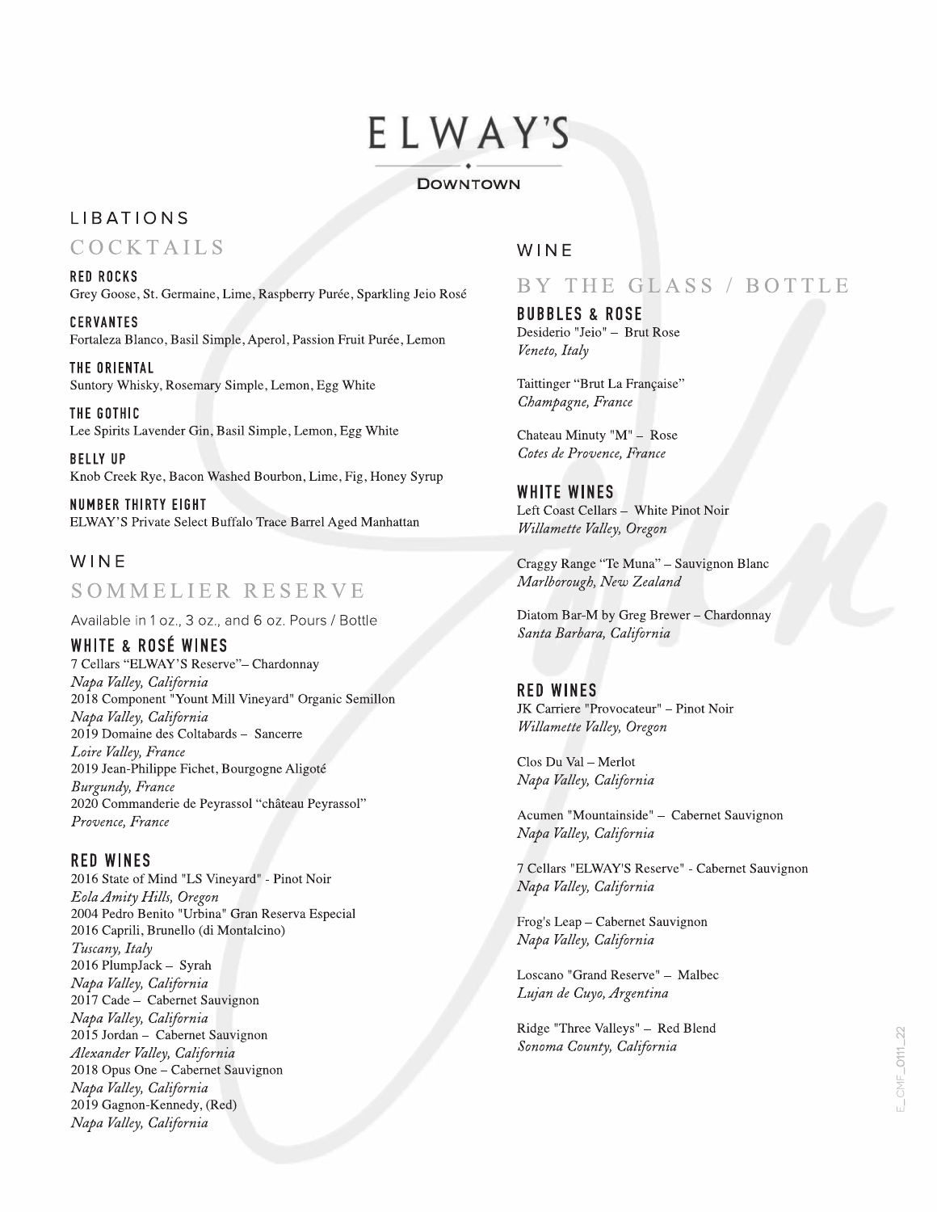# ELWAY'S

**DOWNTOWN**

## LIBATIONS

### COCKTAILS

**RED ROCKS**
Grey Goose, St. Germaine, Lime, Raspberry Purée, Sparkling Jeio Rosé

**CERVANTES**
Fortaleza Blanco, Basil Simple, Aperol, Passion Fruit Purée, Lemon

**THE ORIENTAL**
Suntory Whisky, Rosemary Simple, Lemon, Egg White

**THE GOTHIC**
Lee Spirits Lavender Gin, Basil Simple, Lemon, Egg White

**BELLY UP**
Knob Creek Rye, Bacon Washed Bourbon, Lime, Fig, Honey Syrup

**NUMBER THIRTY EIGHT**
ELWAY'S Private Select Buffalo Trace Barrel Aged Manhattan

## WINE

### SOMMELIER RESERVE

Available in 1 oz., 3 oz., and 6 oz. Pours / Bottle

#### WHITE & ROSÉ WINES

7 Cellars "ELWAY'S Reserve"– Chardonnay
*Napa Valley, California*
2018 Component "Yount Mill Vineyard" Organic Semillon
*Napa Valley, California*
2019 Domaine des Coltabards – Sancerre
*Loire Valley, France*
2019 Jean-Philippe Fichet, Bourgogne Aligoté
*Burgundy, France*
2020 Commanderie de Peyrassol "château Peyrassol"
*Provence, France*

#### RED WINES

2016 State of Mind "LS Vineyard" - Pinot Noir
*Eola Amity Hills, Oregon*
2004 Pedro Benito "Urbina" Gran Reserva Especial
2016 Caprili, Brunello (di Montalcino)
*Tuscany, Italy*
2016 PlumpJack – Syrah
*Napa Valley, California*
2017 Cade – Cabernet Sauvignon
*Napa Valley, California*
2015 Jordan – Cabernet Sauvignon
*Alexander Valley, California*
2018 Opus One – Cabernet Sauvignon
*Napa Valley, California*
2019 Gagnon-Kennedy, (Red)
*Napa Valley, California*

## WINE

### BY THE GLASS / BOTTLE

#### BUBBLES & ROSE

Desiderio "Jeio" – Brut Rose
*Veneto, Italy*

Taittinger "Brut La Française"
*Champagne, France*

Chateau Minuty "M" – Rose
*Cotes de Provence, France*

#### WHITE WINES

Left Coast Cellars – White Pinot Noir
*Willamette Valley, Oregon*

Craggy Range "Te Muna" – Sauvignon Blanc
*Marlborough, New Zealand*

Diatom Bar-M by Greg Brewer – Chardonnay
*Santa Barbara, California*

#### RED WINES

JK Carriere "Provocateur" – Pinot Noir
*Willamette Valley, Oregon*

Clos Du Val – Merlot
*Napa Valley, California*

Acumen "Mountainside" – Cabernet Sauvignon
*Napa Valley, California*

7 Cellars "ELWAY'S Reserve" - Cabernet Sauvignon
*Napa Valley, California*

Frog's Leap – Cabernet Sauvignon
*Napa Valley, California*

Loscano "Grand Reserve" – Malbec
*Lujan de Cuyo, Argentina*

Ridge "Three Valleys" – Red Blend
*Sonoma County, California*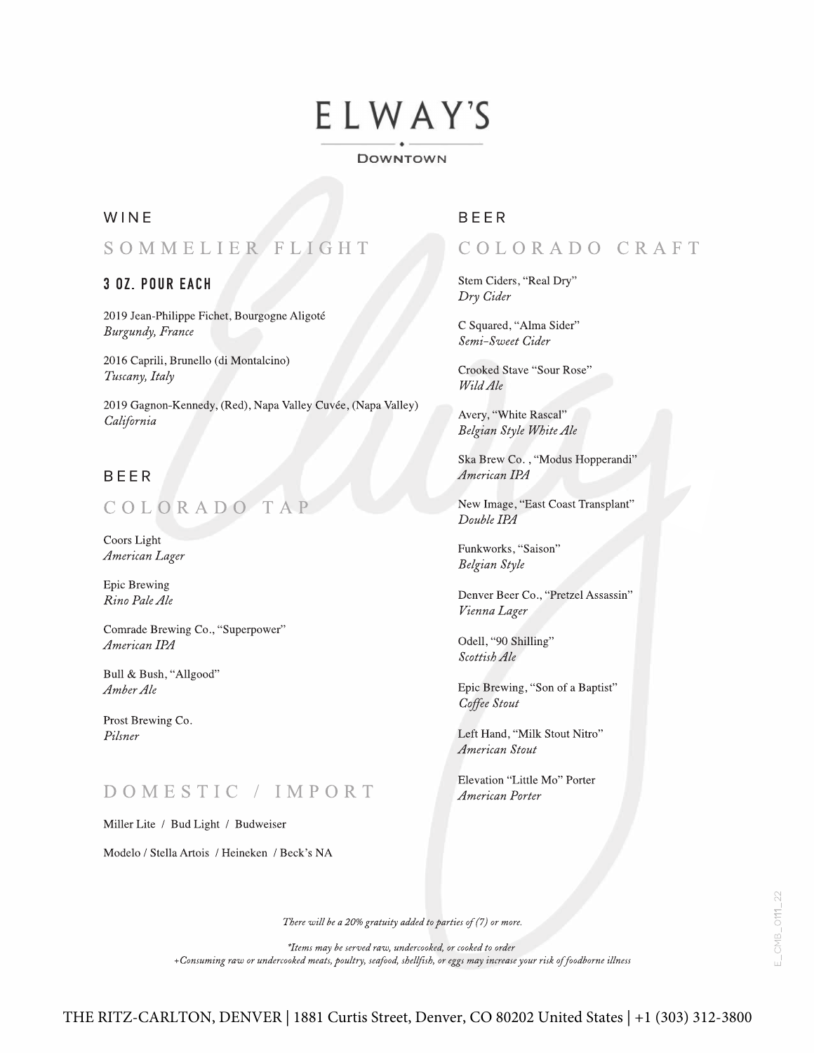# ELWAY'S

DOWNTOWN

## WINE

### SOMMELIER FLIGHT

**3 OZ. POUR EACH**

2019 Jean-Philippe Fichet, Bourgogne Aligoté
*Burgundy, France*

2016 Caprili, Brunello (di Montalcino)
*Tuscany, Italy*

2019 Gagnon-Kennedy, (Red), Napa Valley Cuvée, (Napa Valley)
*California*

## BEER

### COLORADO TAP

Coors Light
*American Lager*

Epic Brewing
*Rino Pale Ale*

Comrade Brewing Co., "Superpower"
*American IPA*

Bull & Bush, "Allgood"
*Amber Ale*

Prost Brewing Co.
*Pilsner*

### DOMESTIC / IMPORT

Miller Lite / Bud Light / Budweiser

Modelo / Stella Artois / Heineken / Beck's NA

## BEER

### COLORADO CRAFT

Stem Ciders, "Real Dry"
*Dry Cider*

C Squared, "Alma Sider"
*Semi-Sweet Cider*

Crooked Stave "Sour Rose"
*Wild Ale*

Avery, "White Rascal"
*Belgian Style White Ale*

Ska Brew Co. , "Modus Hopperandi"
*American IPA*

New Image, "East Coast Transplant"
*Double IPA*

Funkworks, "Saison"
*Belgian Style*

Denver Beer Co., "Pretzel Assassin"
*Vienna Lager*

Odell, "90 Shilling"
*Scottish Ale*

Epic Brewing, "Son of a Baptist"
*Coffee Stout*

Left Hand, "Milk Stout Nitro"
*American Stout*

Elevation "Little Mo" Porter
*American Porter*

*There will be a 20% gratuity added to parties of (7) or more.*

*\*Items may be served raw, undercooked, or cooked to order*
*+Consuming raw or undercooked meats, poultry, seafood, shellfish, or eggs may increase your risk of foodborne illness*

E_CMB_0111_22

THE RITZ-CARLTON, DENVER | 1881 Curtis Street, Denver, CO 80202 United States | +1 (303) 312-3800